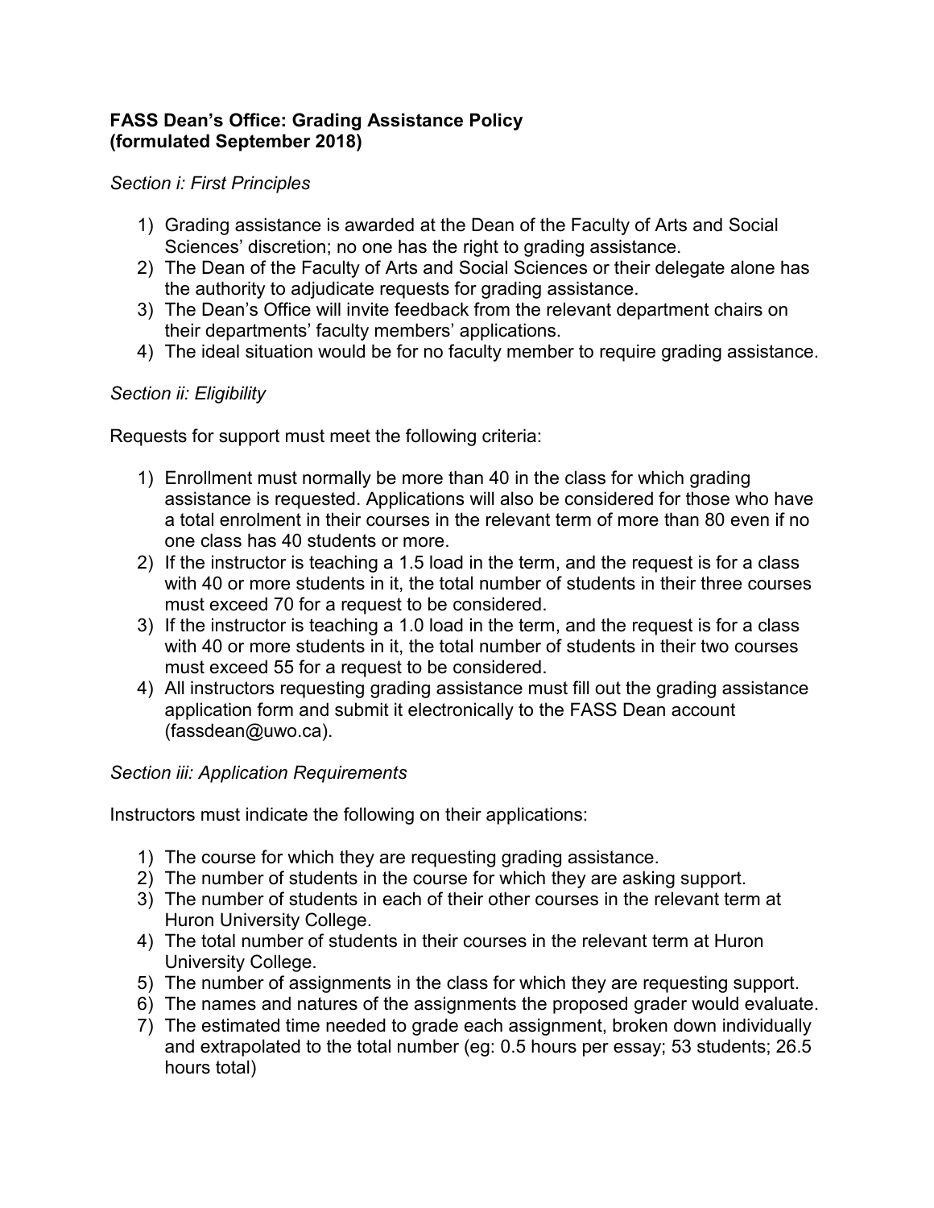**FASS Dean's Office: Grading Assistance Policy**
**(formulated September 2018)**

*Section i: First Principles*

1) Grading assistance is awarded at the Dean of the Faculty of Arts and Social Sciences' discretion; no one has the right to grading assistance.
2) The Dean of the Faculty of Arts and Social Sciences or their delegate alone has the authority to adjudicate requests for grading assistance.
3) The Dean's Office will invite feedback from the relevant department chairs on their departments' faculty members' applications.
4) The ideal situation would be for no faculty member to require grading assistance.

*Section ii: Eligibility*

Requests for support must meet the following criteria:

1) Enrollment must normally be more than 40 in the class for which grading assistance is requested. Applications will also be considered for those who have a total enrolment in their courses in the relevant term of more than 80 even if no one class has 40 students or more.
2) If the instructor is teaching a 1.5 load in the term, and the request is for a class with 40 or more students in it, the total number of students in their three courses must exceed 70 for a request to be considered.
3) If the instructor is teaching a 1.0 load in the term, and the request is for a class with 40 or more students in it, the total number of students in their two courses must exceed 55 for a request to be considered.
4) All instructors requesting grading assistance must fill out the grading assistance application form and submit it electronically to the FASS Dean account (fassdean@uwo.ca).

*Section iii: Application Requirements*

Instructors must indicate the following on their applications:

1) The course for which they are requesting grading assistance.
2) The number of students in the course for which they are asking support.
3) The number of students in each of their other courses in the relevant term at Huron University College.
4) The total number of students in their courses in the relevant term at Huron University College.
5) The number of assignments in the class for which they are requesting support.
6) The names and natures of the assignments the proposed grader would evaluate.
7) The estimated time needed to grade each assignment, broken down individually and extrapolated to the total number (eg: 0.5 hours per essay; 53 students; 26.5 hours total)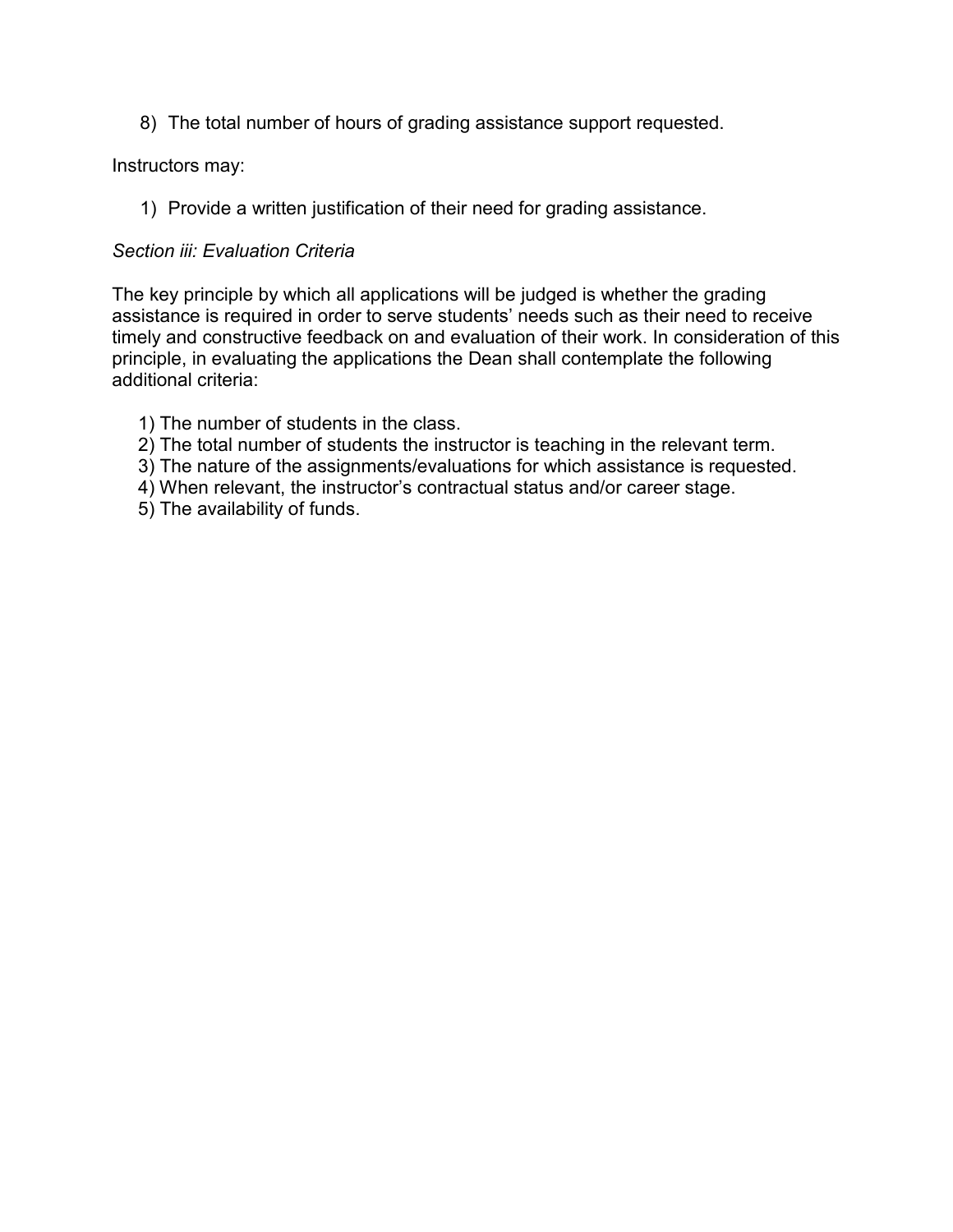8) The total number of hours of grading assistance support requested.

Instructors may:

1) Provide a written justification of their need for grading assistance.

*Section iii: Evaluation Criteria*

The key principle by which all applications will be judged is whether the grading assistance is required in order to serve students' needs such as their need to receive timely and constructive feedback on and evaluation of their work. In consideration of this principle, in evaluating the applications the Dean shall contemplate the following additional criteria:

1) The number of students in the class.
2) The total number of students the instructor is teaching in the relevant term.
3) The nature of the assignments/evaluations for which assistance is requested.
4) When relevant, the instructor's contractual status and/or career stage.
5) The availability of funds.